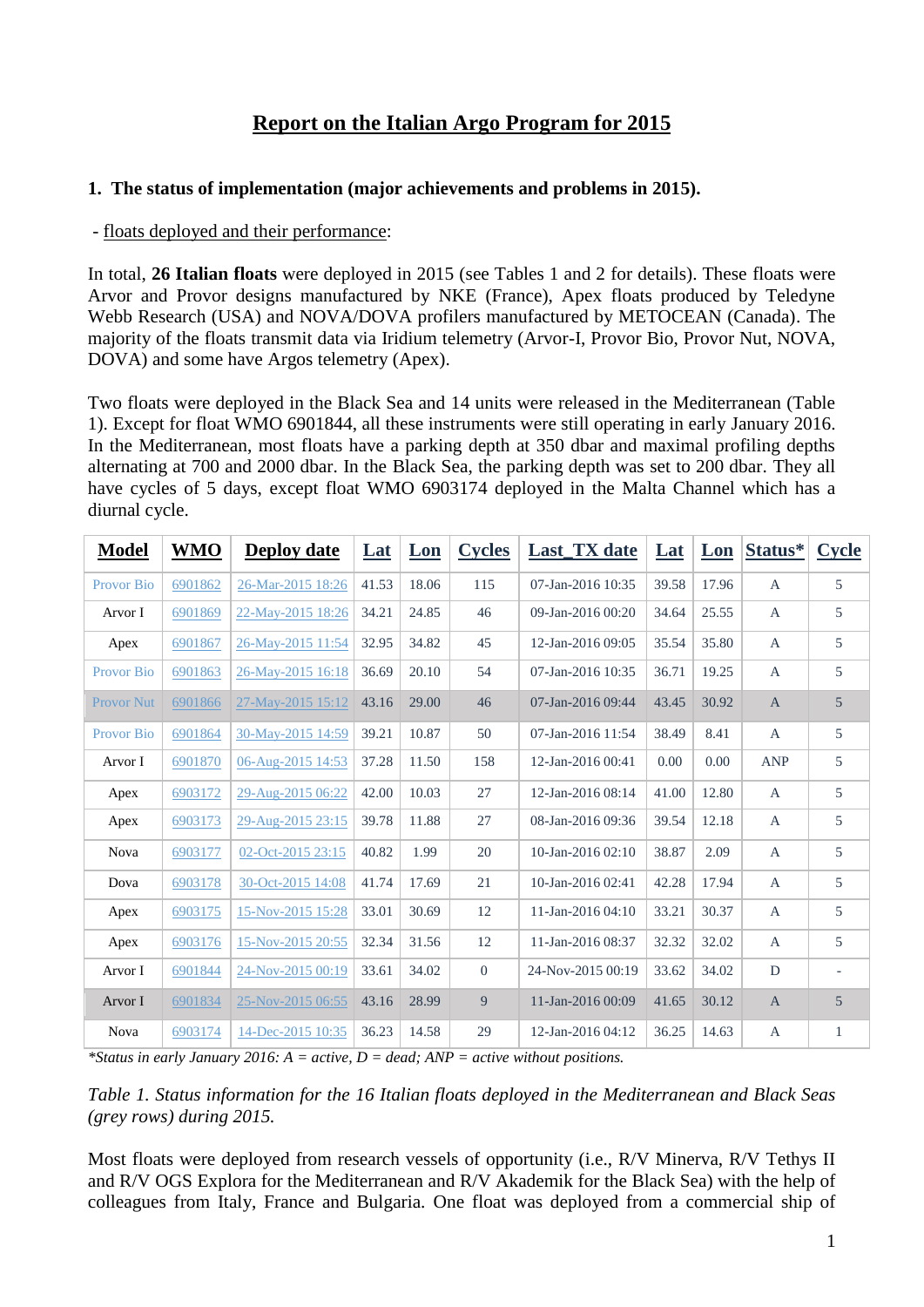# Report on the Italian Argo Program for 2015

## 1. The status of implementation (major achievements and problems in 2015).

- floats deployed and their performance:

In total, **26 Italian floats** were deployed in 2015 (see Tables 1 and 2 for details). These floats were Arvor and Provor designs manufactured by NKE (France), Apex floats produced by Teledyne Webb Research (USA) and NOVA/DOVA profilers manufactured by METOCEAN (Canada). The majority of the floats transmit data via Iridium telemetry (Arvor-I, Provor Bio, Provor Nut, NOVA, DOVA) and some have Argos telemetry (Apex).

Two floats were deployed in the Black Sea and 14 units were released in the Mediterranean (Table 1). Except for float WMO 6901844, all these instruments were still operating in early January 2016. In the Mediterranean, most floats have a parking depth at 350 dbar and maximal profiling depths alternating at 700 and 2000 dbar. In the Black Sea, the parking depth was set to 200 dbar. They all have cycles of 5 days, except float WMO 6903174 deployed in the Malta Channel which has a diurnal cycle.

| Model | WMO | Deploy date | Lat | Lon | Cycles | Last_TX date | Lat | Lon | Status* | Cycle |
|---|---|---|---|---|---|---|---|---|---|---|
| Provor Bio | 6901862 | 26-Mar-2015 18:26 | 41.53 | 18.06 | 115 | 07-Jan-2016 10:35 | 39.58 | 17.96 | A | 5 |
| Arvor I | 6901869 | 22-May-2015 18:26 | 34.21 | 24.85 | 46 | 09-Jan-2016 00:20 | 34.64 | 25.55 | A | 5 |
| Apex | 6901867 | 26-May-2015 11:54 | 32.95 | 34.82 | 45 | 12-Jan-2016 09:05 | 35.54 | 35.80 | A | 5 |
| Provor Bio | 6901863 | 26-May-2015 16:18 | 36.69 | 20.10 | 54 | 07-Jan-2016 10:35 | 36.71 | 19.25 | A | 5 |
| Provor Nut | 6901866 | 27-May-2015 15:12 | 43.16 | 29.00 | 46 | 07-Jan-2016 09:44 | 43.45 | 30.92 | A | 5 |
| Provor Bio | 6901864 | 30-May-2015 14:59 | 39.21 | 10.87 | 50 | 07-Jan-2016 11:54 | 38.49 | 8.41 | A | 5 |
| Arvor I | 6901870 | 06-Aug-2015 14:53 | 37.28 | 11.50 | 158 | 12-Jan-2016 00:41 | 0.00 | 0.00 | ANP | 5 |
| Apex | 6903172 | 29-Aug-2015 06:22 | 42.00 | 10.03 | 27 | 12-Jan-2016 08:14 | 41.00 | 12.80 | A | 5 |
| Apex | 6903173 | 29-Aug-2015 23:15 | 39.78 | 11.88 | 27 | 08-Jan-2016 09:36 | 39.54 | 12.18 | A | 5 |
| Nova | 6903177 | 02-Oct-2015 23:15 | 40.82 | 1.99 | 20 | 10-Jan-2016 02:10 | 38.87 | 2.09 | A | 5 |
| Dova | 6903178 | 30-Oct-2015 14:08 | 41.74 | 17.69 | 21 | 10-Jan-2016 02:41 | 42.28 | 17.94 | A | 5 |
| Apex | 6903175 | 15-Nov-2015 15:28 | 33.01 | 30.69 | 12 | 11-Jan-2016 04:10 | 33.21 | 30.37 | A | 5 |
| Apex | 6903176 | 15-Nov-2015 20:55 | 32.34 | 31.56 | 12 | 11-Jan-2016 08:37 | 32.32 | 32.02 | A | 5 |
| Arvor I | 6901844 | 24-Nov-2015 00:19 | 33.61 | 34.02 | 0 | 24-Nov-2015 00:19 | 33.62 | 34.02 | D | - |
| Arvor I | 6901834 | 25-Nov-2015 06:55 | 43.16 | 28.99 | 9 | 11-Jan-2016 00:09 | 41.65 | 30.12 | A | 5 |
| Nova | 6903174 | 14-Dec-2015 10:35 | 36.23 | 14.58 | 29 | 12-Jan-2016 04:12 | 36.25 | 14.63 | A | 1 |

*\*Status in early January 2016: A = active, D = dead; ANP = active without positions.*

*Table 1. Status information for the 16 Italian floats deployed in the Mediterranean and Black Seas (grey rows) during 2015.*

Most floats were deployed from research vessels of opportunity (i.e., R/V Minerva, R/V Tethys II and R/V OGS Explora for the Mediterranean and R/V Akademik for the Black Sea) with the help of colleagues from Italy, France and Bulgaria. One float was deployed from a commercial ship of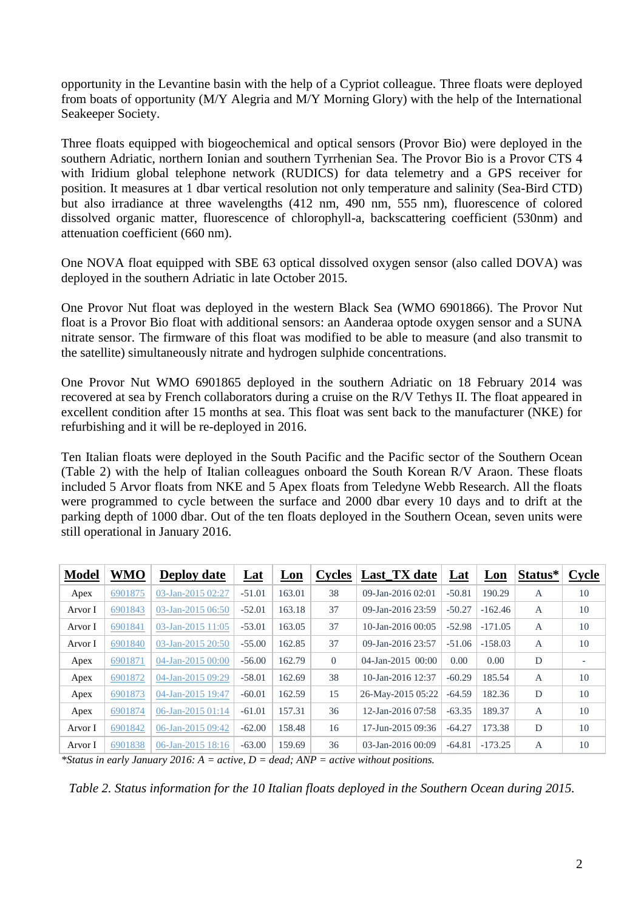opportunity in the Levantine basin with the help of a Cypriot colleague. Three floats were deployed from boats of opportunity (M/Y Alegria and M/Y Morning Glory) with the help of the International Seakeeper Society.

Three floats equipped with biogeochemical and optical sensors (Provor Bio) were deployed in the southern Adriatic, northern Ionian and southern Tyrrhenian Sea. The Provor Bio is a Provor CTS 4 with Iridium global telephone network (RUDICS) for data telemetry and a GPS receiver for position. It measures at 1 dbar vertical resolution not only temperature and salinity (Sea-Bird CTD) but also irradiance at three wavelengths (412 nm, 490 nm, 555 nm), fluorescence of colored dissolved organic matter, fluorescence of chlorophyll-a, backscattering coefficient (530nm) and attenuation coefficient (660 nm).

One NOVA float equipped with SBE 63 optical dissolved oxygen sensor (also called DOVA) was deployed in the southern Adriatic in late October 2015.

One Provor Nut float was deployed in the western Black Sea (WMO 6901866). The Provor Nut float is a Provor Bio float with additional sensors: an Aanderaa optode oxygen sensor and a SUNA nitrate sensor. The firmware of this float was modified to be able to measure (and also transmit to the satellite) simultaneously nitrate and hydrogen sulphide concentrations.

One Provor Nut WMO 6901865 deployed in the southern Adriatic on 18 February 2014 was recovered at sea by French collaborators during a cruise on the R/V Tethys II. The float appeared in excellent condition after 15 months at sea. This float was sent back to the manufacturer (NKE) for refurbishing and it will be re-deployed in 2016.

Ten Italian floats were deployed in the South Pacific and the Pacific sector of the Southern Ocean (Table 2) with the help of Italian colleagues onboard the South Korean R/V Araon. These floats included 5 Arvor floats from NKE and 5 Apex floats from Teledyne Webb Research. All the floats were programmed to cycle between the surface and 2000 dbar every 10 days and to drift at the parking depth of 1000 dbar. Out of the ten floats deployed in the Southern Ocean, seven units were still operational in January 2016.

| Model | WMO | Deploy date | Lat | Lon | Cycles | Last_TX date | Lat | Lon | Status* | Cycle |
|---|---|---|---|---|---|---|---|---|---|---|
| Apex | 6901875 | 03-Jan-2015 02:27 | -51.01 | 163.01 | 38 | 09-Jan-2016 02:01 | -50.81 | 190.29 | A | 10 |
| Arvor I | 6901843 | 03-Jan-2015 06:50 | -52.01 | 163.18 | 37 | 09-Jan-2016 23:59 | -50.27 | -162.46 | A | 10 |
| Arvor I | 6901841 | 03-Jan-2015 11:05 | -53.01 | 163.05 | 37 | 10-Jan-2016 00:05 | -52.98 | -171.05 | A | 10 |
| Arvor I | 6901840 | 03-Jan-2015 20:50 | -55.00 | 162.85 | 37 | 09-Jan-2016 23:57 | -51.06 | -158.03 | A | 10 |
| Apex | 6901871 | 04-Jan-2015 00:00 | -56.00 | 162.79 | 0 | 04-Jan-2015 00:00 | 0.00 | 0.00 | D | - |
| Apex | 6901872 | 04-Jan-2015 09:29 | -58.01 | 162.69 | 38 | 10-Jan-2016 12:37 | -60.29 | 185.54 | A | 10 |
| Apex | 6901873 | 04-Jan-2015 19:47 | -60.01 | 162.59 | 15 | 26-May-2015 05:22 | -64.59 | 182.36 | D | 10 |
| Apex | 6901874 | 06-Jan-2015 01:14 | -61.01 | 157.31 | 36 | 12-Jan-2016 07:58 | -63.35 | 189.37 | A | 10 |
| Arvor I | 6901842 | 06-Jan-2015 09:42 | -62.00 | 158.48 | 16 | 17-Jun-2015 09:36 | -64.27 | 173.38 | D | 10 |
| Arvor I | 6901838 | 06-Jan-2015 18:16 | -63.00 | 159.69 | 36 | 03-Jan-2016 00:09 | -64.81 | -173.25 | A | 10 |

*\*Status in early January 2016: A = active, D = dead; ANP = active without positions.*

*Table 2. Status information for the 10 Italian floats deployed in the Southern Ocean during 2015.*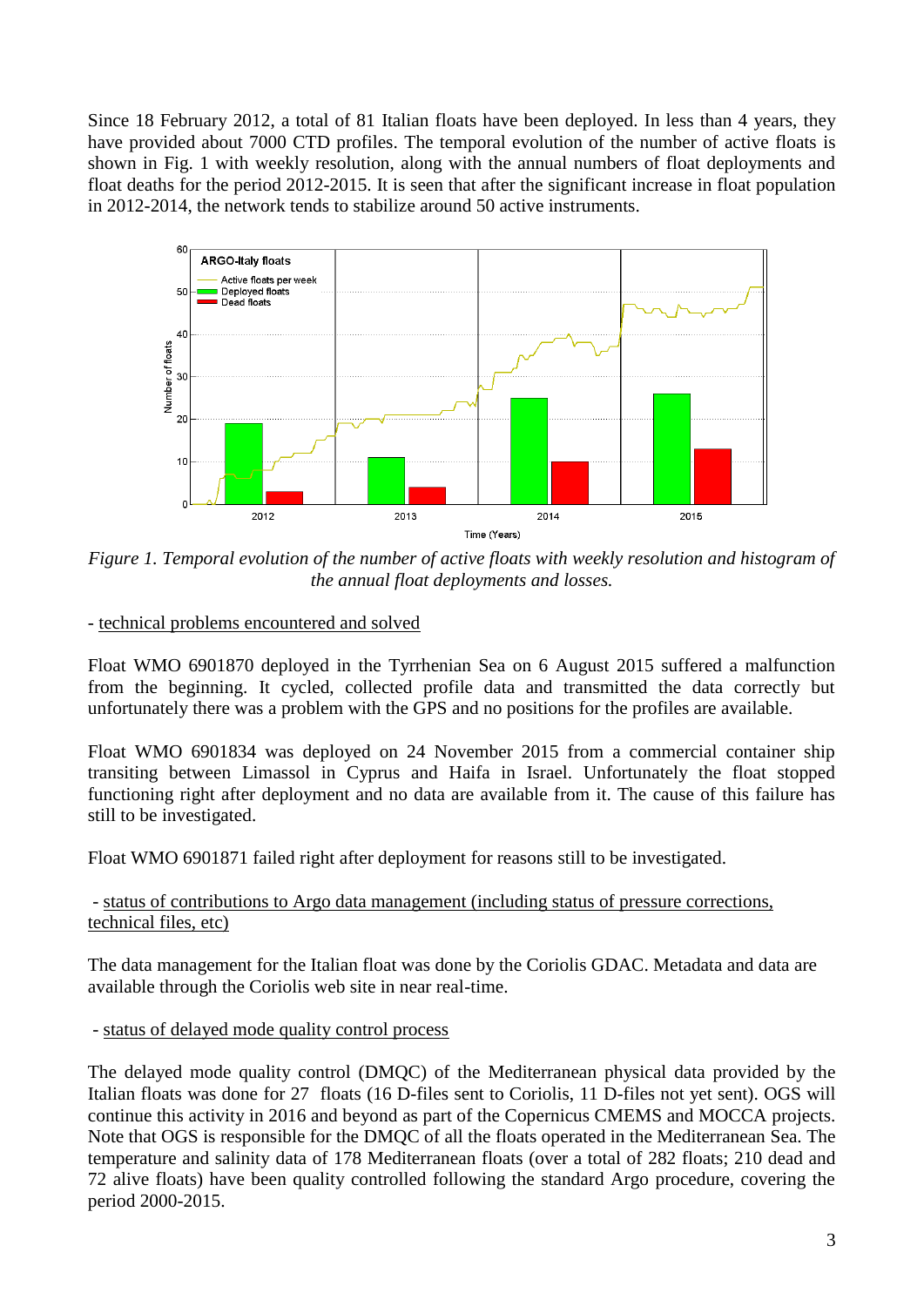Since 18 February 2012, a total of 81 Italian floats have been deployed. In less than 4 years, they have provided about 7000 CTD profiles. The temporal evolution of the number of active floats is shown in Fig. 1 with weekly resolution, along with the annual numbers of float deployments and float deaths for the period 2012-2015. It is seen that after the significant increase in float population in 2012-2014, the network tends to stabilize around 50 active instruments.

*Figure 1. Temporal evolution of the number of active floats with weekly resolution and histogram of the annual float deployments and losses.*

- <u>technical problems encountered and solved</u>

Float WMO 6901870 deployed in the Tyrrhenian Sea on 6 August 2015 suffered a malfunction from the beginning. It cycled, collected profile data and transmitted the data correctly but unfortunately there was a problem with the GPS and no positions for the profiles are available.

Float WMO 6901834 was deployed on 24 November 2015 from a commercial container ship transiting between Limassol in Cyprus and Haifa in Israel. Unfortunately the float stopped functioning right after deployment and no data are available from it. The cause of this failure has still to be investigated.

Float WMO 6901871 failed right after deployment for reasons still to be investigated.

- <u>status of contributions to Argo data management (including status of pressure corrections, technical files, etc)</u>

The data management for the Italian float was done by the Coriolis GDAC. Metadata and data are available through the Coriolis web site in near real-time.

- <u>status of delayed mode quality control process</u>

The delayed mode quality control (DMQC) of the Mediterranean physical data provided by the Italian floats was done for 27 floats (16 D-files sent to Coriolis, 11 D-files not yet sent). OGS will continue this activity in 2016 and beyond as part of the Copernicus CMEMS and MOCCA projects. Note that OGS is responsible for the DMQC of all the floats operated in the Mediterranean Sea. The temperature and salinity data of 178 Mediterranean floats (over a total of 282 floats; 210 dead and 72 alive floats) have been quality controlled following the standard Argo procedure, covering the period 2000-2015.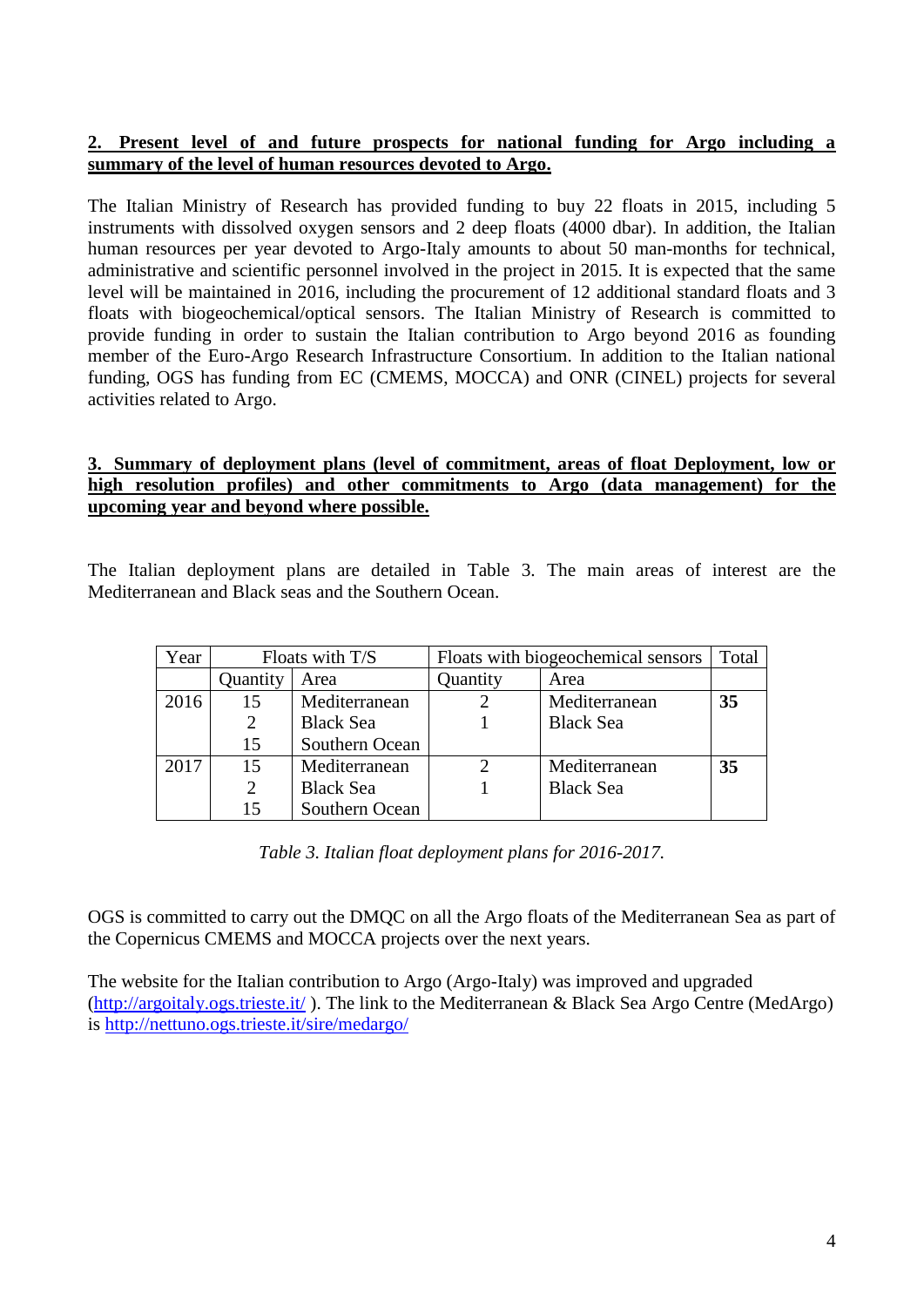## 2. Present level of and future prospects for national funding for Argo including a summary of the level of human resources devoted to Argo.

The Italian Ministry of Research has provided funding to buy 22 floats in 2015, including 5 instruments with dissolved oxygen sensors and 2 deep floats (4000 dbar). In addition, the Italian human resources per year devoted to Argo-Italy amounts to about 50 man-months for technical, administrative and scientific personnel involved in the project in 2015. It is expected that the same level will be maintained in 2016, including the procurement of 12 additional standard floats and 3 floats with biogeochemical/optical sensors. The Italian Ministry of Research is committed to provide funding in order to sustain the Italian contribution to Argo beyond 2016 as founding member of the Euro-Argo Research Infrastructure Consortium. In addition to the Italian national funding, OGS has funding from EC (CMEMS, MOCCA) and ONR (CINEL) projects for several activities related to Argo.

## 3. Summary of deployment plans (level of commitment, areas of float Deployment, low or high resolution profiles) and other commitments to Argo (data management) for the upcoming year and beyond where possible.

The Italian deployment plans are detailed in Table 3. The main areas of interest are the Mediterranean and Black seas and the Southern Ocean.

| Year | Floats with T/S | | Floats with biogeochemical sensors | | Total |
|---|---|---|---|---|---|
| | Quantity | Area | Quantity | Area | |
| 2016 | 15 | Mediterranean | 2 | Mediterranean | **35** |
| | 2 | Black Sea | 1 | Black Sea | |
| | 15 | Southern Ocean | | | |
| 2017 | 15 | Mediterranean | 2 | Mediterranean | **35** |
| | 2 | Black Sea | 1 | Black Sea | |
| | 15 | Southern Ocean | | | |

*Table 3. Italian float deployment plans for 2016-2017.*

OGS is committed to carry out the DMQC on all the Argo floats of the Mediterranean Sea as part of the Copernicus CMEMS and MOCCA projects over the next years.

The website for the Italian contribution to Argo (Argo-Italy) was improved and upgraded (http://argoitaly.ogs.trieste.it/ ). The link to the Mediterranean & Black Sea Argo Centre (MedArgo) is http://nettuno.ogs.trieste.it/sire/medargo/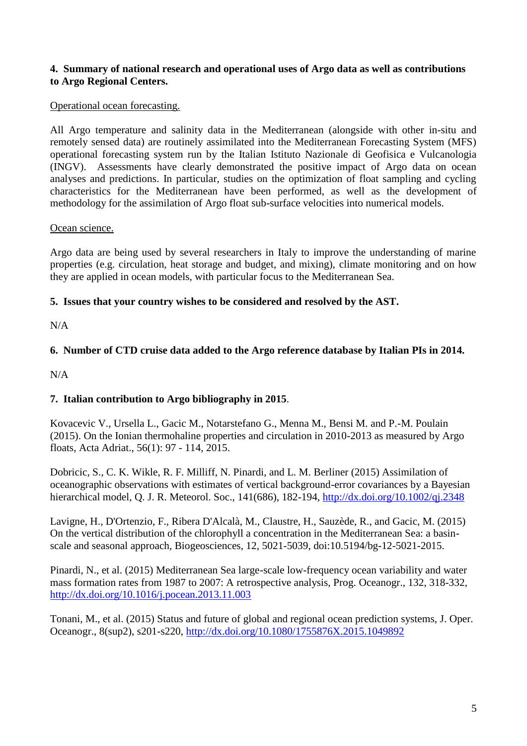## 4. Summary of national research and operational uses of Argo data as well as contributions to Argo Regional Centers.

Operational ocean forecasting.

All Argo temperature and salinity data in the Mediterranean (alongside with other in-situ and remotely sensed data) are routinely assimilated into the Mediterranean Forecasting System (MFS) operational forecasting system run by the Italian Istituto Nazionale di Geofisica e Vulcanologia (INGV). Assessments have clearly demonstrated the positive impact of Argo data on ocean analyses and predictions. In particular, studies on the optimization of float sampling and cycling characteristics for the Mediterranean have been performed, as well as the development of methodology for the assimilation of Argo float sub-surface velocities into numerical models.

Ocean science.

Argo data are being used by several researchers in Italy to improve the understanding of marine properties (e.g. circulation, heat storage and budget, and mixing), climate monitoring and on how they are applied in ocean models, with particular focus to the Mediterranean Sea.

## 5. Issues that your country wishes to be considered and resolved by the AST.

N/A

## 6. Number of CTD cruise data added to the Argo reference database by Italian PIs in 2014.

N/A

## 7. Italian contribution to Argo bibliography in 2015.

Kovacevic V., Ursella L., Gacic M., Notarstefano G., Menna M., Bensi M. and P.-M. Poulain (2015). On the Ionian thermohaline properties and circulation in 2010-2013 as measured by Argo floats, Acta Adriat., 56(1): 97 - 114, 2015.

Dobricic, S., C. K. Wikle, R. F. Milliff, N. Pinardi, and L. M. Berliner (2015) Assimilation of oceanographic observations with estimates of vertical background-error covariances by a Bayesian hierarchical model, Q. J. R. Meteorol. Soc., 141(686), 182-194, http://dx.doi.org/10.1002/qj.2348

Lavigne, H., D'Ortenzio, F., Ribera D'Alcalà, M., Claustre, H., Sauzède, R., and Gacic, M. (2015) On the vertical distribution of the chlorophyll a concentration in the Mediterranean Sea: a basin-scale and seasonal approach, Biogeosciences, 12, 5021-5039, doi:10.5194/bg-12-5021-2015.

Pinardi, N., et al. (2015) Mediterranean Sea large-scale low-frequency ocean variability and water mass formation rates from 1987 to 2007: A retrospective analysis, Prog. Oceanogr., 132, 318-332, http://dx.doi.org/10.1016/j.pocean.2013.11.003

Tonani, M., et al. (2015) Status and future of global and regional ocean prediction systems, J. Oper. Oceanogr., 8(sup2), s201-s220, http://dx.doi.org/10.1080/1755876X.2015.1049892